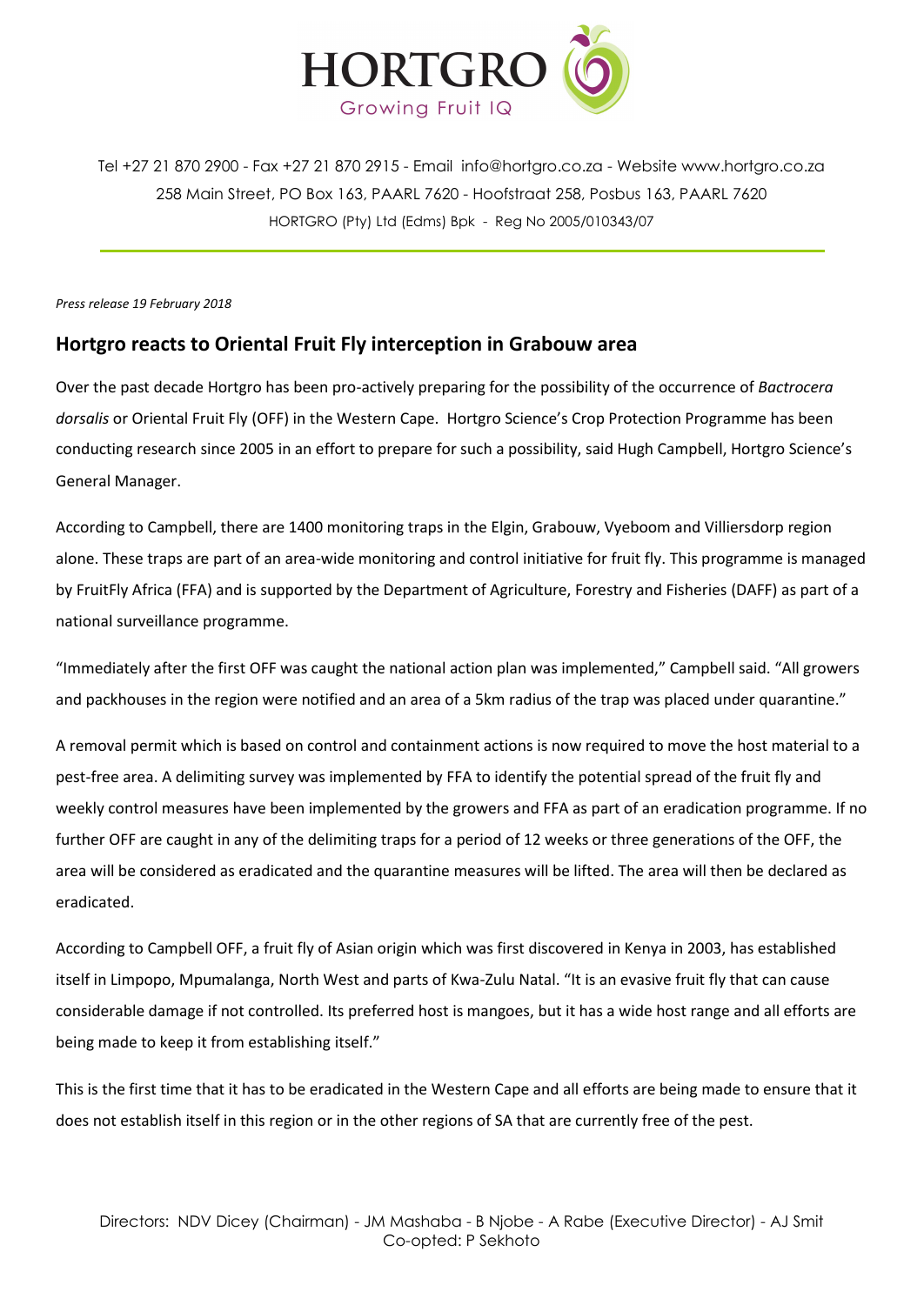# HORTGRO

Growing Fruit IQ

Tel +27 21 870 2900 - Fax +27 21 870 2915 - Email info@hortgro.co.za - Website www.hortgro.co.za
258 Main Street, PO Box 163, PAARL 7620 - Hoofstraat 258, Posbus 163, PAARL 7620
HORTGRO (Pty) Ltd (Edms) Bpk - Reg No 2005/010343/07

*Press release 19 February 2018*

## Hortgro reacts to Oriental Fruit Fly interception in Grabouw area

Over the past decade Hortgro has been pro-actively preparing for the possibility of the occurrence of *Bactrocera dorsalis* or Oriental Fruit Fly (OFF) in the Western Cape. Hortgro Science's Crop Protection Programme has been conducting research since 2005 in an effort to prepare for such a possibility, said Hugh Campbell, Hortgro Science's General Manager.

According to Campbell, there are 1400 monitoring traps in the Elgin, Grabouw, Vyeboom and Villiersdorp region alone. These traps are part of an area-wide monitoring and control initiative for fruit fly. This programme is managed by FruitFly Africa (FFA) and is supported by the Department of Agriculture, Forestry and Fisheries (DAFF) as part of a national surveillance programme.

"Immediately after the first OFF was caught the national action plan was implemented," Campbell said. "All growers and packhouses in the region were notified and an area of a 5km radius of the trap was placed under quarantine."

A removal permit which is based on control and containment actions is now required to move the host material to a pest-free area. A delimiting survey was implemented by FFA to identify the potential spread of the fruit fly and weekly control measures have been implemented by the growers and FFA as part of an eradication programme. If no further OFF are caught in any of the delimiting traps for a period of 12 weeks or three generations of the OFF, the area will be considered as eradicated and the quarantine measures will be lifted. The area will then be declared as eradicated.

According to Campbell OFF, a fruit fly of Asian origin which was first discovered in Kenya in 2003, has established itself in Limpopo, Mpumalanga, North West and parts of Kwa-Zulu Natal. "It is an evasive fruit fly that can cause considerable damage if not controlled. Its preferred host is mangoes, but it has a wide host range and all efforts are being made to keep it from establishing itself."

This is the first time that it has to be eradicated in the Western Cape and all efforts are being made to ensure that it does not establish itself in this region or in the other regions of SA that are currently free of the pest.

Directors: NDV Dicey (Chairman) - JM Mashaba - B Njobe - A Rabe (Executive Director) - AJ Smit
Co-opted: P Sekhoto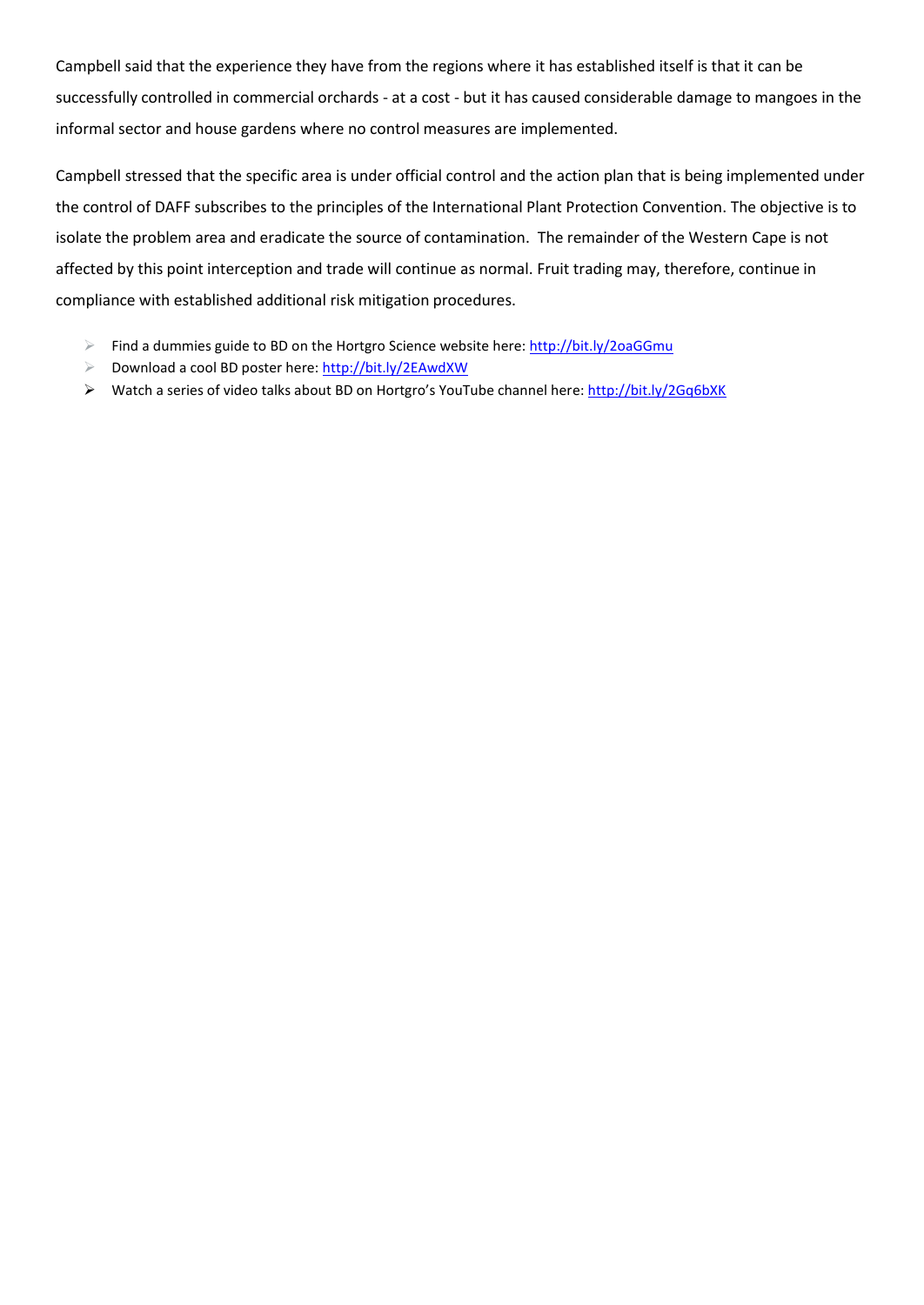Campbell said that the experience they have from the regions where it has established itself is that it can be successfully controlled in commercial orchards - at a cost - but it has caused considerable damage to mangoes in the informal sector and house gardens where no control measures are implemented.

Campbell stressed that the specific area is under official control and the action plan that is being implemented under the control of DAFF subscribes to the principles of the International Plant Protection Convention. The objective is to isolate the problem area and eradicate the source of contamination. The remainder of the Western Cape is not affected by this point interception and trade will continue as normal. Fruit trading may, therefore, continue in compliance with established additional risk mitigation procedures.

- Find a dummies guide to BD on the Hortgro Science website here: http://bit.ly/2oaGGmu
- Download a cool BD poster here: http://bit.ly/2EAwdXW
- Watch a series of video talks about BD on Hortgro's YouTube channel here: http://bit.ly/2Gq6bXK